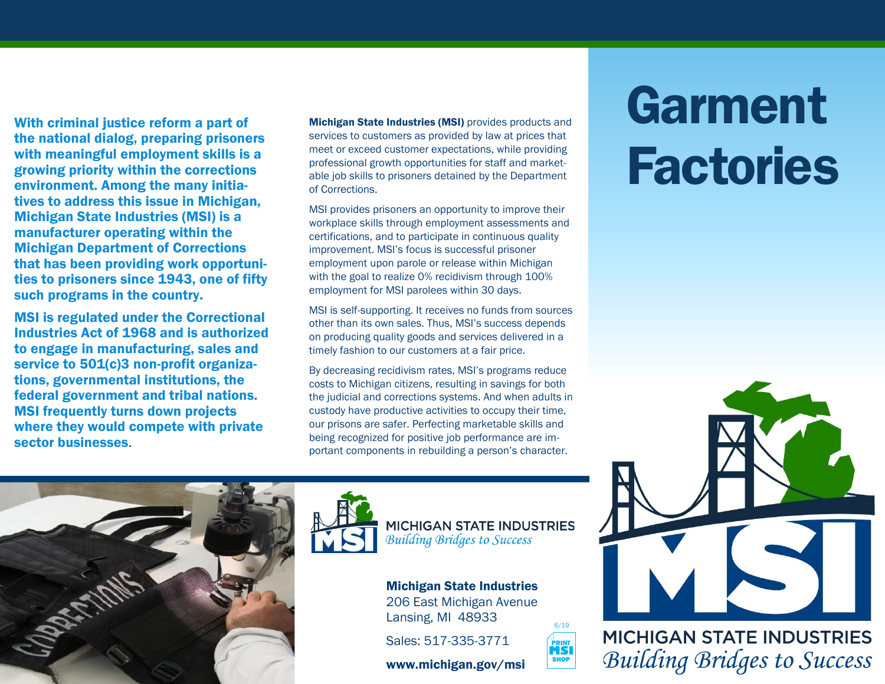# Garment Factories

**With criminal justice reform a part of the national dialog, preparing prisoners with meaningful employment skills is a growing priority within the corrections environment. Among the many initiatives to address this issue in Michigan, Michigan State Industries (MSI) is a manufacturer operating within the Michigan Department of Corrections that has been providing work opportunities to prisoners since 1943, one of fifty such programs in the country.**

**MSI is regulated under the Correctional Industries Act of 1968 and is authorized to engage in manufacturing, sales and service to 501(c)3 non-profit organizations, governmental institutions, the federal government and tribal nations. MSI frequently turns down projects where they would compete with private sector businesses**.

**Michigan State Industries (MSI)** provides products and services to customers as provided by law at prices that meet or exceed customer expectations, while providing professional growth opportunities for staff and marketable job skills to prisoners detained by the Department of Corrections.

MSI provides prisoners an opportunity to improve their workplace skills through employment assessments and certifications, and to participate in continuous quality improvement. MSI's focus is successful prisoner employment upon parole or release within Michigan with the goal to realize 0% recidivism through 100% employment for MSI parolees within 30 days.

MSI is self-supporting. It receives no funds from sources other than its own sales. Thus, MSI's success depends on producing quality goods and services delivered in a timely fashion to our customers at a fair price.

By decreasing recidivism rates, MSI's programs reduce costs to Michigan citizens, resulting in savings for both the judicial and corrections systems. And when adults in custody have productive activities to occupy their time, our prisons are safer. Perfecting marketable skills and being recognized for positive job performance are important components in rebuilding a person's character.

MICHIGAN STATE INDUSTRIES
*Building Bridges to Success*

**Michigan State Industries**
206 East Michigan Avenue
Lansing, MI 48933

Sales: 517-335-3771

**www.michigan.gov/msi**

6/19

PRINT MSI SHOP

MICHIGAN STATE INDUSTRIES
*Building Bridges to Success*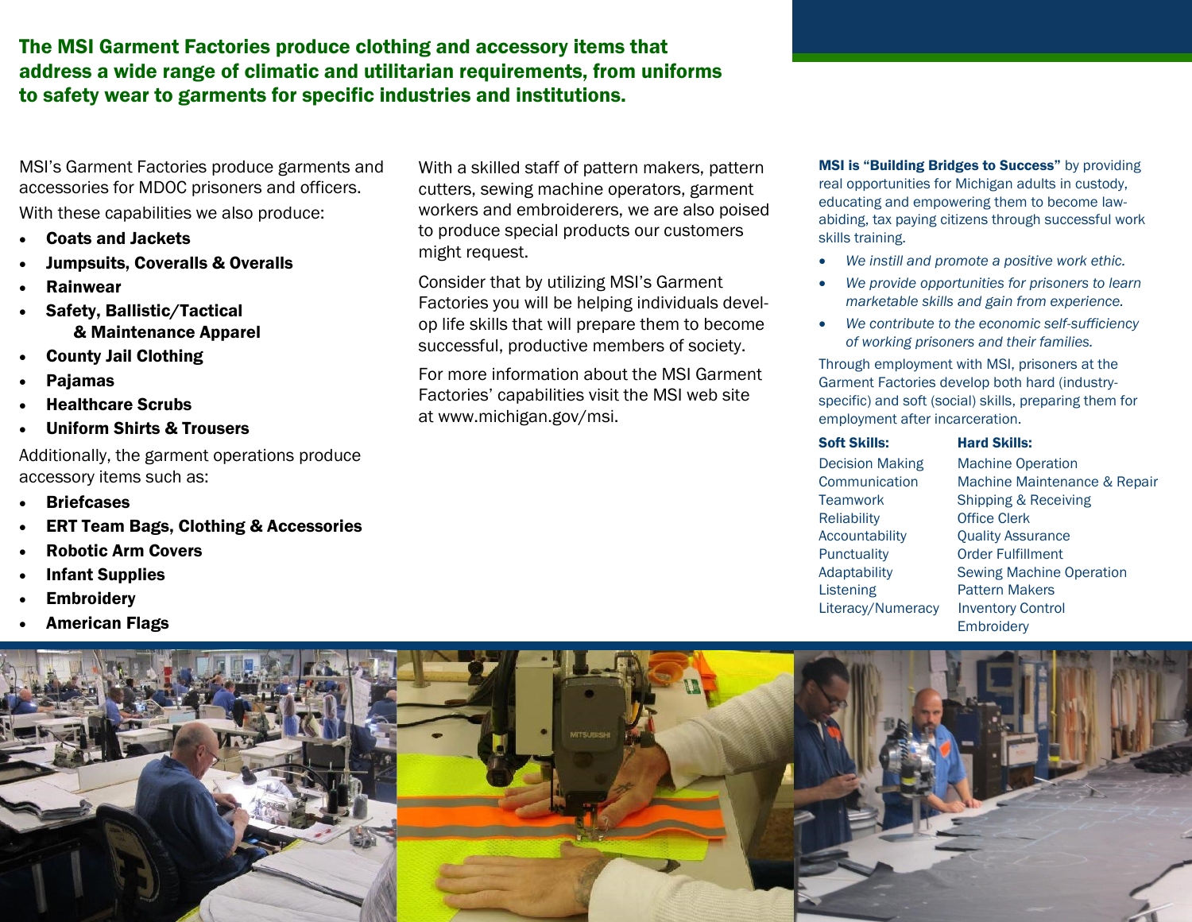## The MSI Garment Factories produce clothing and accessory items that address a wide range of climatic and utilitarian requirements, from uniforms to safety wear to garments for specific industries and institutions.

MSI's Garment Factories produce garments and accessories for MDOC prisoners and officers.

With these capabilities we also produce:

- **Coats and Jackets**
- **Jumpsuits, Coveralls & Overalls**
- **Rainwear**
- **Safety, Ballistic/Tactical & Maintenance Apparel**
- **County Jail Clothing**
- **Pajamas**
- **Healthcare Scrubs**
- **Uniform Shirts & Trousers**

Additionally, the garment operations produce accessory items such as:

- **Briefcases**
- **ERT Team Bags, Clothing & Accessories**
- **Robotic Arm Covers**
- **Infant Supplies**
- **Embroidery**
- **American Flags**

With a skilled staff of pattern makers, pattern cutters, sewing machine operators, garment workers and embroiderers, we are also poised to produce special products our customers might request.

Consider that by utilizing MSI's Garment Factories you will be helping individuals develop life skills that will prepare them to become successful, productive members of society.

For more information about the MSI Garment Factories' capabilities visit the MSI web site at www.michigan.gov/msi.

**MSI is "Building Bridges to Success"** by providing real opportunities for Michigan adults in custody, educating and empowering them to become law-abiding, tax paying citizens through successful work skills training.

- *We instill and promote a positive work ethic.*
- *We provide opportunities for prisoners to learn marketable skills and gain from experience.*
- *We contribute to the economic self-sufficiency of working prisoners and their families.*

Through employment with MSI, prisoners at the Garment Factories develop both hard (industry-specific) and soft (social) skills, preparing them for employment after incarceration.

| **Soft Skills:** | **Hard Skills:** |
|---|---|
| Decision Making | Machine Operation |
| Communication | Machine Maintenance & Repair |
| Teamwork | Shipping & Receiving |
| Reliability | Office Clerk |
| Accountability | Quality Assurance |
| Punctuality | Order Fulfillment |
| Adaptability | Sewing Machine Operation |
| Listening | Pattern Makers |
| Literacy/Numeracy | Inventory Control |
| | Embroidery |